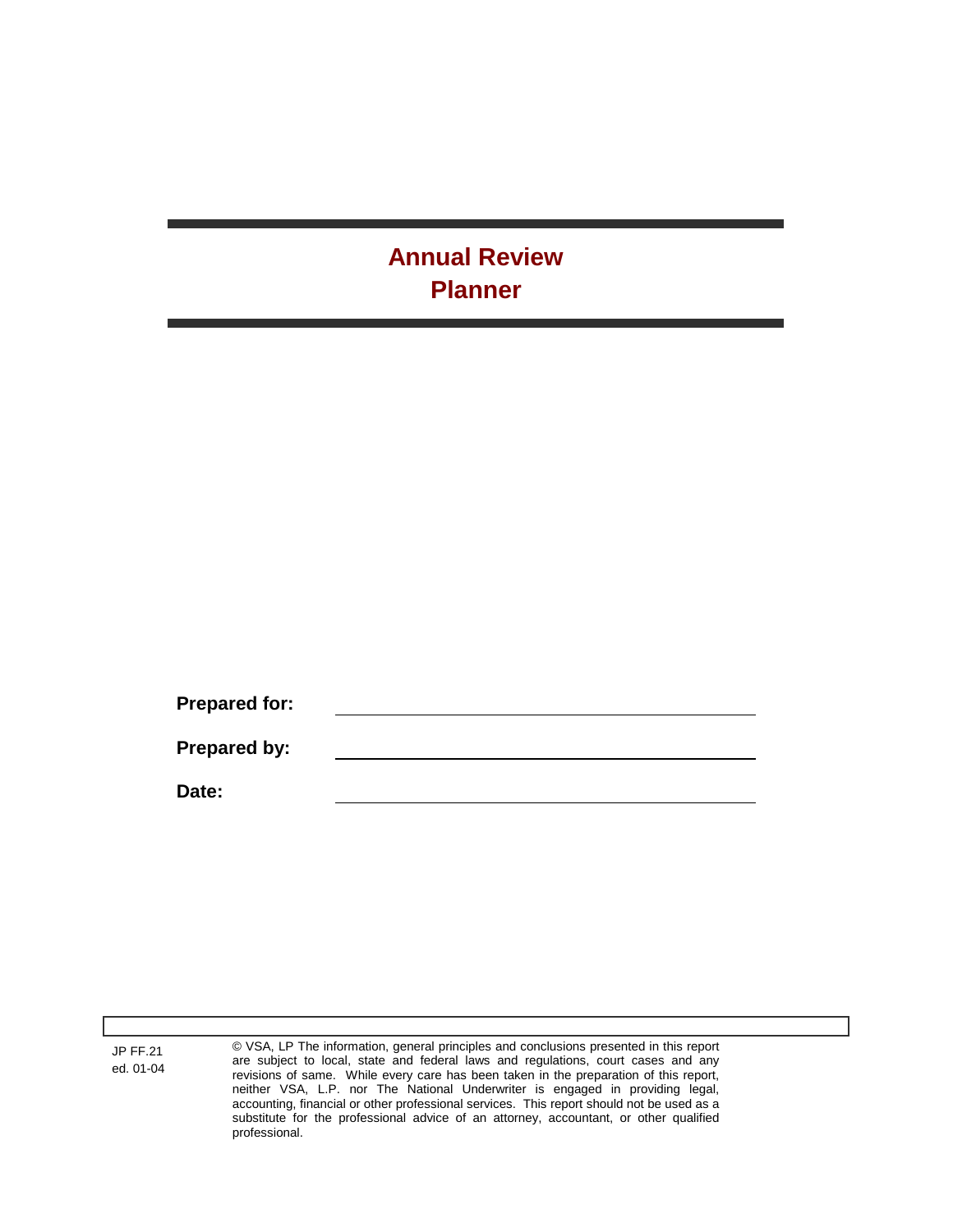# Annual Review Planner

**Prepared for:** ______________________________

**Prepared by:** ______________________________

**Date:** ______________________________

JP FF.21
ed. 01-04

© VSA, LP The information, general principles and conclusions presented in this report are subject to local, state and federal laws and regulations, court cases and any revisions of same. While every care has been taken in the preparation of this report, neither VSA, L.P. nor The National Underwriter is engaged in providing legal, accounting, financial or other professional services. This report should not be used as a substitute for the professional advice of an attorney, accountant, or other qualified professional.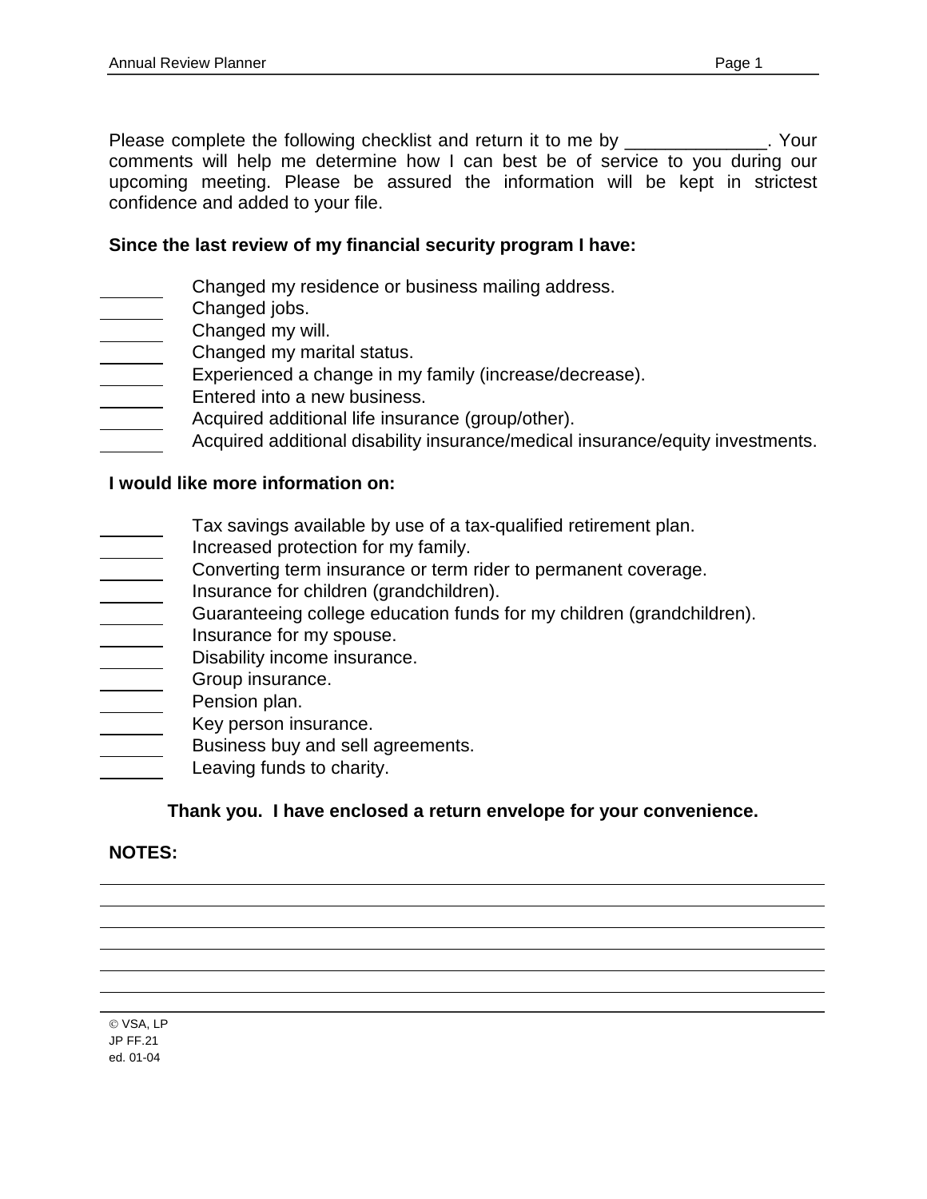Please complete the following checklist and return it to me by ______________. Your comments will help me determine how I can best be of service to you during our upcoming meeting. Please be assured the information will be kept in strictest confidence and added to your file.

**Since the last review of my financial security program I have:**

_______ Changed my residence or business mailing address.
_______ Changed jobs.
_______ Changed my will.
_______ Changed my marital status.
_______ Experienced a change in my family (increase/decrease).
_______ Entered into a new business.
_______ Acquired additional life insurance (group/other).
_______ Acquired additional disability insurance/medical insurance/equity investments.

**I would like more information on:**

_______ Tax savings available by use of a tax-qualified retirement plan.
_______ Increased protection for my family.
_______ Converting term insurance or term rider to permanent coverage.
_______ Insurance for children (grandchildren).
_______ Guaranteeing college education funds for my children (grandchildren).
_______ Insurance for my spouse.
_______ Disability income insurance.
_______ Group insurance.
_______ Pension plan.
_______ Key person insurance.
_______ Business buy and sell agreements.
_______ Leaving funds to charity.

**Thank you. I have enclosed a return envelope for your convenience.**

**NOTES:**

_______________________________________________________________________________
_______________________________________________________________________________
_______________________________________________________________________________
_______________________________________________________________________________
_______________________________________________________________________________
_______________________________________________________________________________

© VSA, LP
JP FF.21
ed. 01-04